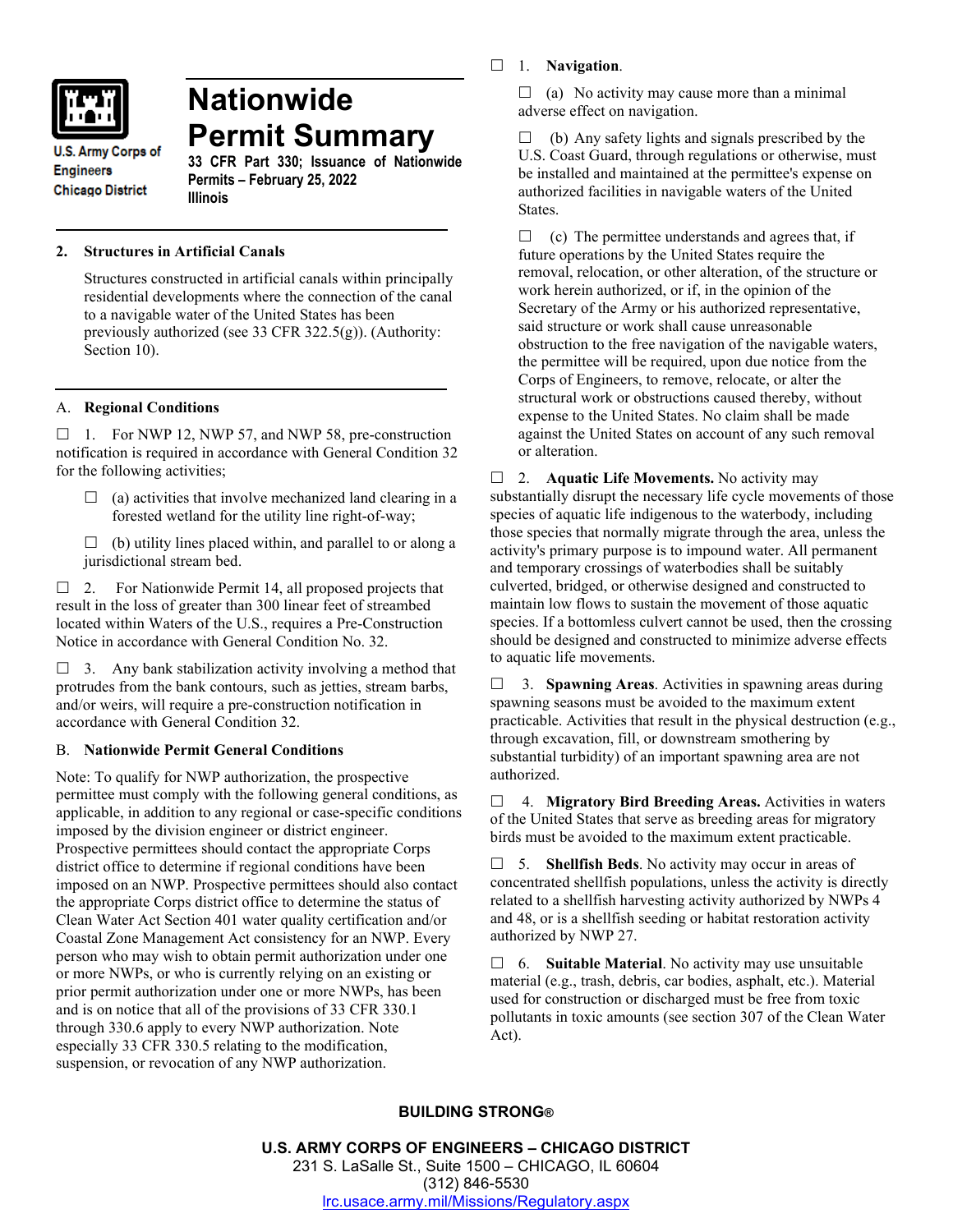U.S. Army Corps of Engineers
Chicago District

# Nationwide Permit Summary

**33 CFR Part 330; Issuance of Nationwide Permits – February 25, 2022**
**Illinois**

## 2. Structures in Artificial Canals

Structures constructed in artificial canals within principally residential developments where the connection of the canal to a navigable water of the United States has been previously authorized (see 33 CFR 322.5(g)). (Authority: Section 10).

## A. Regional Conditions

☐ 1. For NWP 12, NWP 57, and NWP 58, pre-construction notification is required in accordance with General Condition 32 for the following activities;

- ☐ (a) activities that involve mechanized land clearing in a forested wetland for the utility line right-of-way;
- ☐ (b) utility lines placed within, and parallel to or along a jurisdictional stream bed.

☐ 2. For Nationwide Permit 14, all proposed projects that result in the loss of greater than 300 linear feet of streambed located within Waters of the U.S., requires a Pre-Construction Notice in accordance with General Condition No. 32.

☐ 3. Any bank stabilization activity involving a method that protrudes from the bank contours, such as jetties, stream barbs, and/or weirs, will require a pre-construction notification in accordance with General Condition 32.

## B. Nationwide Permit General Conditions

Note: To qualify for NWP authorization, the prospective permittee must comply with the following general conditions, as applicable, in addition to any regional or case-specific conditions imposed by the division engineer or district engineer. Prospective permittees should contact the appropriate Corps district office to determine if regional conditions have been imposed on an NWP. Prospective permittees should also contact the appropriate Corps district office to determine the status of Clean Water Act Section 401 water quality certification and/or Coastal Zone Management Act consistency for an NWP. Every person who may wish to obtain permit authorization under one or more NWPs, or who is currently relying on an existing or prior permit authorization under one or more NWPs, has been and is on notice that all of the provisions of 33 CFR 330.1 through 330.6 apply to every NWP authorization. Note especially 33 CFR 330.5 relating to the modification, suspension, or revocation of any NWP authorization.

☐ 1. **Navigation**.

☐ (a) No activity may cause more than a minimal adverse effect on navigation.

☐ (b) Any safety lights and signals prescribed by the U.S. Coast Guard, through regulations or otherwise, must be installed and maintained at the permittee's expense on authorized facilities in navigable waters of the United States.

☐ (c) The permittee understands and agrees that, if future operations by the United States require the removal, relocation, or other alteration, of the structure or work herein authorized, or if, in the opinion of the Secretary of the Army or his authorized representative, said structure or work shall cause unreasonable obstruction to the free navigation of the navigable waters, the permittee will be required, upon due notice from the Corps of Engineers, to remove, relocate, or alter the structural work or obstructions caused thereby, without expense to the United States. No claim shall be made against the United States on account of any such removal or alteration.

☐ 2. **Aquatic Life Movements.** No activity may substantially disrupt the necessary life cycle movements of those species of aquatic life indigenous to the waterbody, including those species that normally migrate through the area, unless the activity's primary purpose is to impound water. All permanent and temporary crossings of waterbodies shall be suitably culverted, bridged, or otherwise designed and constructed to maintain low flows to sustain the movement of those aquatic species. If a bottomless culvert cannot be used, then the crossing should be designed and constructed to minimize adverse effects to aquatic life movements.

☐ 3. **Spawning Areas**. Activities in spawning areas during spawning seasons must be avoided to the maximum extent practicable. Activities that result in the physical destruction (e.g., through excavation, fill, or downstream smothering by substantial turbidity) of an important spawning area are not authorized.

☐ 4. **Migratory Bird Breeding Areas.** Activities in waters of the United States that serve as breeding areas for migratory birds must be avoided to the maximum extent practicable.

☐ 5. **Shellfish Beds**. No activity may occur in areas of concentrated shellfish populations, unless the activity is directly related to a shellfish harvesting activity authorized by NWPs 4 and 48, or is a shellfish seeding or habitat restoration activity authorized by NWP 27.

☐ 6. **Suitable Material**. No activity may use unsuitable material (e.g., trash, debris, car bodies, asphalt, etc.). Material used for construction or discharged must be free from toxic pollutants in toxic amounts (see section 307 of the Clean Water Act).

**BUILDING STRONG®**

**U.S. ARMY CORPS OF ENGINEERS – CHICAGO DISTRICT**
231 S. LaSalle St., Suite 1500 – CHICAGO, IL 60604
(312) 846-5530
lrc.usace.army.mil/Missions/Regulatory.aspx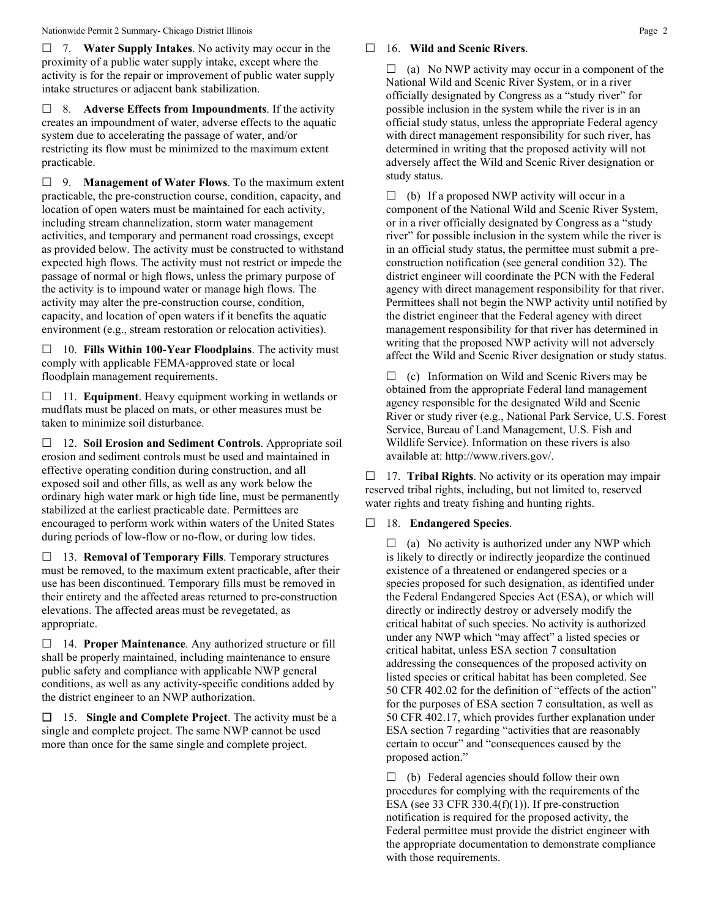☐ 7. **Water Supply Intakes**. No activity may occur in the proximity of a public water supply intake, except where the activity is for the repair or improvement of public water supply intake structures or adjacent bank stabilization.

☐ 8. **Adverse Effects from Impoundments**. If the activity creates an impoundment of water, adverse effects to the aquatic system due to accelerating the passage of water, and/or restricting its flow must be minimized to the maximum extent practicable.

☐ 9. **Management of Water Flows**. To the maximum extent practicable, the pre-construction course, condition, capacity, and location of open waters must be maintained for each activity, including stream channelization, storm water management activities, and temporary and permanent road crossings, except as provided below. The activity must be constructed to withstand expected high flows. The activity must not restrict or impede the passage of normal or high flows, unless the primary purpose of the activity is to impound water or manage high flows. The activity may alter the pre-construction course, condition, capacity, and location of open waters if it benefits the aquatic environment (e.g., stream restoration or relocation activities).

☐ 10. **Fills Within 100-Year Floodplains**. The activity must comply with applicable FEMA-approved state or local floodplain management requirements.

☐ 11. **Equipment**. Heavy equipment working in wetlands or mudflats must be placed on mats, or other measures must be taken to minimize soil disturbance.

☐ 12. **Soil Erosion and Sediment Controls**. Appropriate soil erosion and sediment controls must be used and maintained in effective operating condition during construction, and all exposed soil and other fills, as well as any work below the ordinary high water mark or high tide line, must be permanently stabilized at the earliest practicable date. Permittees are encouraged to perform work within waters of the United States during periods of low-flow or no-flow, or during low tides.

☐ 13. **Removal of Temporary Fills**. Temporary structures must be removed, to the maximum extent practicable, after their use has been discontinued. Temporary fills must be removed in their entirety and the affected areas returned to pre-construction elevations. The affected areas must be revegetated, as appropriate.

☐ 14. **Proper Maintenance**. Any authorized structure or fill shall be properly maintained, including maintenance to ensure public safety and compliance with applicable NWP general conditions, as well as any activity-specific conditions added by the district engineer to an NWP authorization.

☐ 15. **Single and Complete Project**. The activity must be a single and complete project. The same NWP cannot be used more than once for the same single and complete project.

☐ 16. **Wild and Scenic Rivers**.

☐ (a) No NWP activity may occur in a component of the National Wild and Scenic River System, or in a river officially designated by Congress as a "study river" for possible inclusion in the system while the river is in an official study status, unless the appropriate Federal agency with direct management responsibility for such river, has determined in writing that the proposed activity will not adversely affect the Wild and Scenic River designation or study status.

☐ (b) If a proposed NWP activity will occur in a component of the National Wild and Scenic River System, or in a river officially designated by Congress as a "study river" for possible inclusion in the system while the river is in an official study status, the permittee must submit a pre-construction notification (see general condition 32). The district engineer will coordinate the PCN with the Federal agency with direct management responsibility for that river. Permittees shall not begin the NWP activity until notified by the district engineer that the Federal agency with direct management responsibility for that river has determined in writing that the proposed NWP activity will not adversely affect the Wild and Scenic River designation or study status.

☐ (c) Information on Wild and Scenic Rivers may be obtained from the appropriate Federal land management agency responsible for the designated Wild and Scenic River or study river (e.g., National Park Service, U.S. Forest Service, Bureau of Land Management, U.S. Fish and Wildlife Service). Information on these rivers is also available at: http://www.rivers.gov/.

☐ 17. **Tribal Rights**. No activity or its operation may impair reserved tribal rights, including, but not limited to, reserved water rights and treaty fishing and hunting rights.

☐ 18. **Endangered Species**.

☐ (a) No activity is authorized under any NWP which is likely to directly or indirectly jeopardize the continued existence of a threatened or endangered species or a species proposed for such designation, as identified under the Federal Endangered Species Act (ESA), or which will directly or indirectly destroy or adversely modify the critical habitat of such species. No activity is authorized under any NWP which "may affect" a listed species or critical habitat, unless ESA section 7 consultation addressing the consequences of the proposed activity on listed species or critical habitat has been completed. See 50 CFR 402.02 for the definition of "effects of the action" for the purposes of ESA section 7 consultation, as well as 50 CFR 402.17, which provides further explanation under ESA section 7 regarding "activities that are reasonably certain to occur" and "consequences caused by the proposed action."

☐ (b) Federal agencies should follow their own procedures for complying with the requirements of the ESA (see 33 CFR 330.4(f)(1)). If pre-construction notification is required for the proposed activity, the Federal permittee must provide the district engineer with the appropriate documentation to demonstrate compliance with those requirements.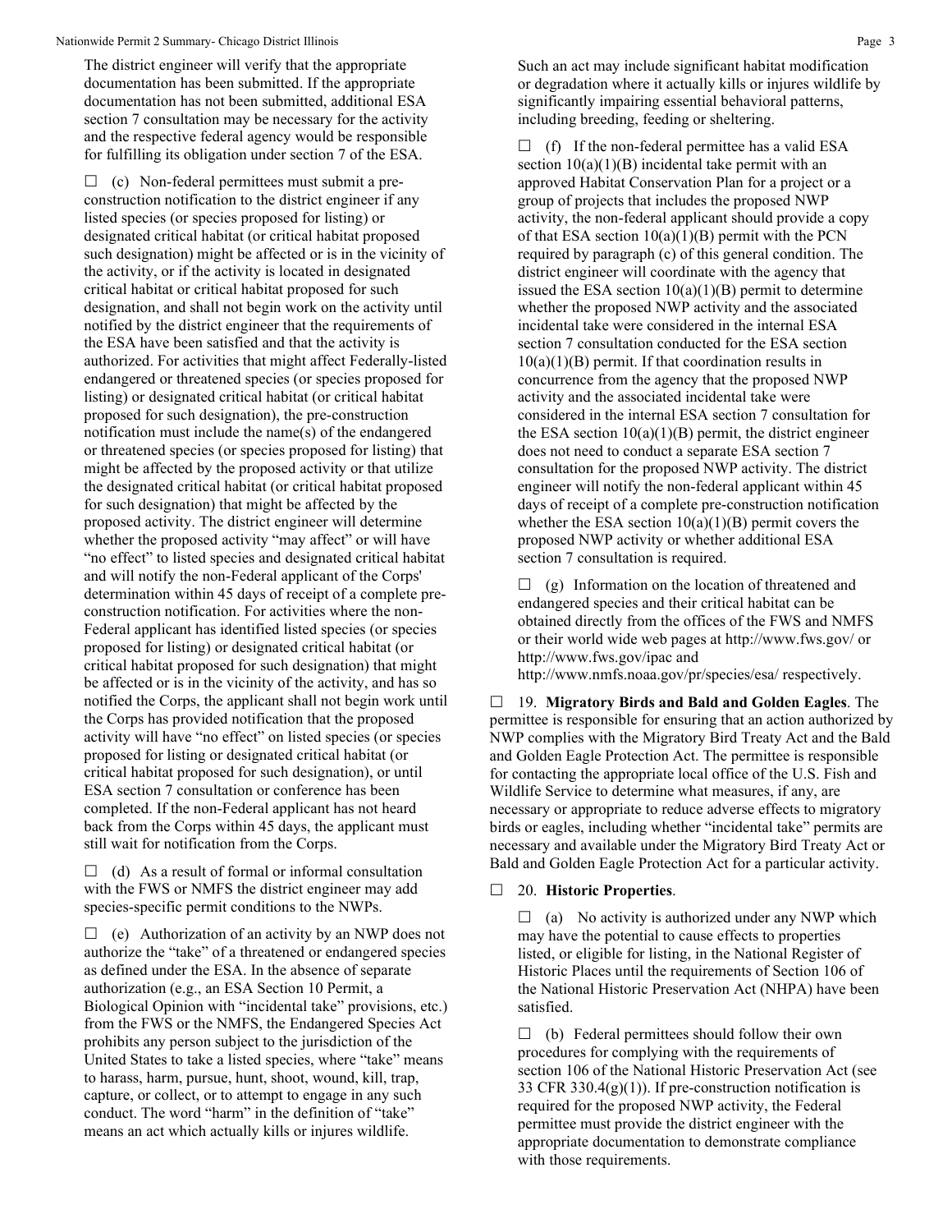The district engineer will verify that the appropriate documentation has been submitted. If the appropriate documentation has not been submitted, additional ESA section 7 consultation may be necessary for the activity and the respective federal agency would be responsible for fulfilling its obligation under section 7 of the ESA.

☐ (c) Non-federal permittees must submit a pre-construction notification to the district engineer if any listed species (or species proposed for listing) or designated critical habitat (or critical habitat proposed such designation) might be affected or is in the vicinity of the activity, or if the activity is located in designated critical habitat or critical habitat proposed for such designation, and shall not begin work on the activity until notified by the district engineer that the requirements of the ESA have been satisfied and that the activity is authorized. For activities that might affect Federally-listed endangered or threatened species (or species proposed for listing) or designated critical habitat (or critical habitat proposed for such designation), the pre-construction notification must include the name(s) of the endangered or threatened species (or species proposed for listing) that might be affected by the proposed activity or that utilize the designated critical habitat (or critical habitat proposed for such designation) that might be affected by the proposed activity. The district engineer will determine whether the proposed activity "may affect" or will have "no effect" to listed species and designated critical habitat and will notify the non-Federal applicant of the Corps' determination within 45 days of receipt of a complete pre-construction notification. For activities where the non-Federal applicant has identified listed species (or species proposed for listing) or designated critical habitat (or critical habitat proposed for such designation) that might be affected or is in the vicinity of the activity, and has so notified the Corps, the applicant shall not begin work until the Corps has provided notification that the proposed activity will have "no effect" on listed species (or species proposed for listing or designated critical habitat (or critical habitat proposed for such designation), or until ESA section 7 consultation or conference has been completed. If the non-Federal applicant has not heard back from the Corps within 45 days, the applicant must still wait for notification from the Corps.

☐ (d) As a result of formal or informal consultation with the FWS or NMFS the district engineer may add species-specific permit conditions to the NWPs.

☐ (e) Authorization of an activity by an NWP does not authorize the "take" of a threatened or endangered species as defined under the ESA. In the absence of separate authorization (e.g., an ESA Section 10 Permit, a Biological Opinion with "incidental take" provisions, etc.) from the FWS or the NMFS, the Endangered Species Act prohibits any person subject to the jurisdiction of the United States to take a listed species, where "take" means to harass, harm, pursue, hunt, shoot, wound, kill, trap, capture, or collect, or to attempt to engage in any such conduct. The word "harm" in the definition of "take" means an act which actually kills or injures wildlife. Such an act may include significant habitat modification or degradation where it actually kills or injures wildlife by significantly impairing essential behavioral patterns, including breeding, feeding or sheltering.

☐ (f) If the non-federal permittee has a valid ESA section 10(a)(1)(B) incidental take permit with an approved Habitat Conservation Plan for a project or a group of projects that includes the proposed NWP activity, the non-federal applicant should provide a copy of that ESA section 10(a)(1)(B) permit with the PCN required by paragraph (c) of this general condition. The district engineer will coordinate with the agency that issued the ESA section 10(a)(1)(B) permit to determine whether the proposed NWP activity and the associated incidental take were considered in the internal ESA section 7 consultation conducted for the ESA section 10(a)(1)(B) permit. If that coordination results in concurrence from the agency that the proposed NWP activity and the associated incidental take were considered in the internal ESA section 7 consultation for the ESA section 10(a)(1)(B) permit, the district engineer does not need to conduct a separate ESA section 7 consultation for the proposed NWP activity. The district engineer will notify the non-federal applicant within 45 days of receipt of a complete pre-construction notification whether the ESA section 10(a)(1)(B) permit covers the proposed NWP activity or whether additional ESA section 7 consultation is required.

☐ (g) Information on the location of threatened and endangered species and their critical habitat can be obtained directly from the offices of the FWS and NMFS or their world wide web pages at http://www.fws.gov/ or http://www.fws.gov/ipac and http://www.nmfs.noaa.gov/pr/species/esa/ respectively.

☐ 19. **Migratory Birds and Bald and Golden Eagles**. The permittee is responsible for ensuring that an action authorized by NWP complies with the Migratory Bird Treaty Act and the Bald and Golden Eagle Protection Act. The permittee is responsible for contacting the appropriate local office of the U.S. Fish and Wildlife Service to determine what measures, if any, are necessary or appropriate to reduce adverse effects to migratory birds or eagles, including whether "incidental take" permits are necessary and available under the Migratory Bird Treaty Act or Bald and Golden Eagle Protection Act for a particular activity.

☐ 20. **Historic Properties**.

☐ (a) No activity is authorized under any NWP which may have the potential to cause effects to properties listed, or eligible for listing, in the National Register of Historic Places until the requirements of Section 106 of the National Historic Preservation Act (NHPA) have been satisfied.

☐ (b) Federal permittees should follow their own procedures for complying with the requirements of section 106 of the National Historic Preservation Act (see 33 CFR 330.4(g)(1)). If pre-construction notification is required for the proposed NWP activity, the Federal permittee must provide the district engineer with the appropriate documentation to demonstrate compliance with those requirements.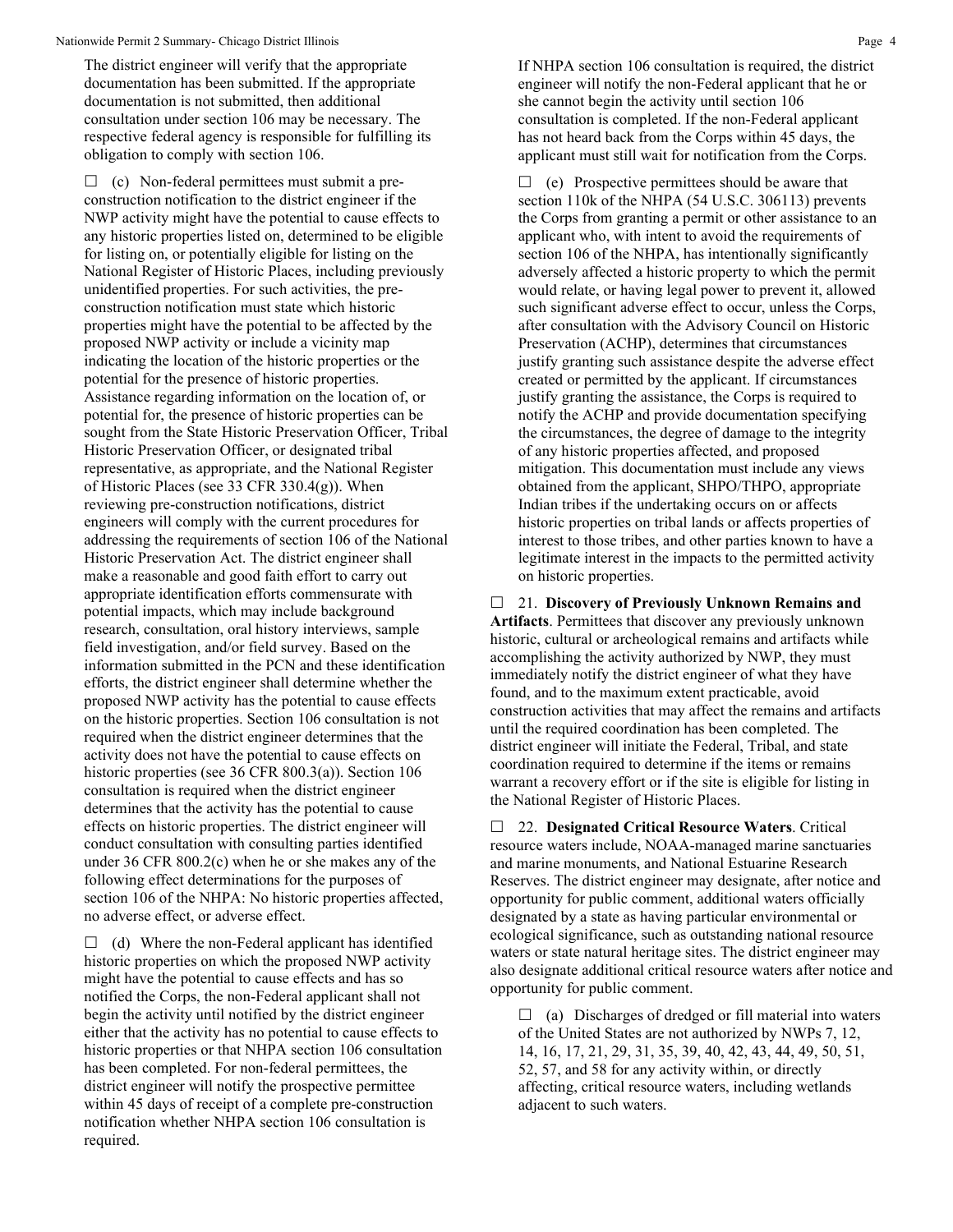The district engineer will verify that the appropriate documentation has been submitted. If the appropriate documentation is not submitted, then additional consultation under section 106 may be necessary. The respective federal agency is responsible for fulfilling its obligation to comply with section 106.

☐ (c) Non-federal permittees must submit a pre-construction notification to the district engineer if the NWP activity might have the potential to cause effects to any historic properties listed on, determined to be eligible for listing on, or potentially eligible for listing on the National Register of Historic Places, including previously unidentified properties. For such activities, the pre-construction notification must state which historic properties might have the potential to be affected by the proposed NWP activity or include a vicinity map indicating the location of the historic properties or the potential for the presence of historic properties. Assistance regarding information on the location of, or potential for, the presence of historic properties can be sought from the State Historic Preservation Officer, Tribal Historic Preservation Officer, or designated tribal representative, as appropriate, and the National Register of Historic Places (see 33 CFR 330.4(g)). When reviewing pre-construction notifications, district engineers will comply with the current procedures for addressing the requirements of section 106 of the National Historic Preservation Act. The district engineer shall make a reasonable and good faith effort to carry out appropriate identification efforts commensurate with potential impacts, which may include background research, consultation, oral history interviews, sample field investigation, and/or field survey. Based on the information submitted in the PCN and these identification efforts, the district engineer shall determine whether the proposed NWP activity has the potential to cause effects on the historic properties. Section 106 consultation is not required when the district engineer determines that the activity does not have the potential to cause effects on historic properties (see 36 CFR 800.3(a)). Section 106 consultation is required when the district engineer determines that the activity has the potential to cause effects on historic properties. The district engineer will conduct consultation with consulting parties identified under 36 CFR 800.2(c) when he or she makes any of the following effect determinations for the purposes of section 106 of the NHPA: No historic properties affected, no adverse effect, or adverse effect.

☐ (d) Where the non-Federal applicant has identified historic properties on which the proposed NWP activity might have the potential to cause effects and has so notified the Corps, the non-Federal applicant shall not begin the activity until notified by the district engineer either that the activity has no potential to cause effects to historic properties or that NHPA section 106 consultation has been completed. For non-federal permittees, the district engineer will notify the prospective permittee within 45 days of receipt of a complete pre-construction notification whether NHPA section 106 consultation is required. If NHPA section 106 consultation is required, the district engineer will notify the non-Federal applicant that he or she cannot begin the activity until section 106 consultation is completed. If the non-Federal applicant has not heard back from the Corps within 45 days, the applicant must still wait for notification from the Corps.

☐ (e) Prospective permittees should be aware that section 110k of the NHPA (54 U.S.C. 306113) prevents the Corps from granting a permit or other assistance to an applicant who, with intent to avoid the requirements of section 106 of the NHPA, has intentionally significantly adversely affected a historic property to which the permit would relate, or having legal power to prevent it, allowed such significant adverse effect to occur, unless the Corps, after consultation with the Advisory Council on Historic Preservation (ACHP), determines that circumstances justify granting such assistance despite the adverse effect created or permitted by the applicant. If circumstances justify granting the assistance, the Corps is required to notify the ACHP and provide documentation specifying the circumstances, the degree of damage to the integrity of any historic properties affected, and proposed mitigation. This documentation must include any views obtained from the applicant, SHPO/THPO, appropriate Indian tribes if the undertaking occurs on or affects historic properties on tribal lands or affects properties of interest to those tribes, and other parties known to have a legitimate interest in the impacts to the permitted activity on historic properties.

☐ 21. **Discovery of Previously Unknown Remains and Artifacts**. Permittees that discover any previously unknown historic, cultural or archeological remains and artifacts while accomplishing the activity authorized by NWP, they must immediately notify the district engineer of what they have found, and to the maximum extent practicable, avoid construction activities that may affect the remains and artifacts until the required coordination has been completed. The district engineer will initiate the Federal, Tribal, and state coordination required to determine if the items or remains warrant a recovery effort or if the site is eligible for listing in the National Register of Historic Places.

☐ 22. **Designated Critical Resource Waters**. Critical resource waters include, NOAA-managed marine sanctuaries and marine monuments, and National Estuarine Research Reserves. The district engineer may designate, after notice and opportunity for public comment, additional waters officially designated by a state as having particular environmental or ecological significance, such as outstanding national resource waters or state natural heritage sites. The district engineer may also designate additional critical resource waters after notice and opportunity for public comment.

☐ (a) Discharges of dredged or fill material into waters of the United States are not authorized by NWPs 7, 12, 14, 16, 17, 21, 29, 31, 35, 39, 40, 42, 43, 44, 49, 50, 51, 52, 57, and 58 for any activity within, or directly affecting, critical resource waters, including wetlands adjacent to such waters.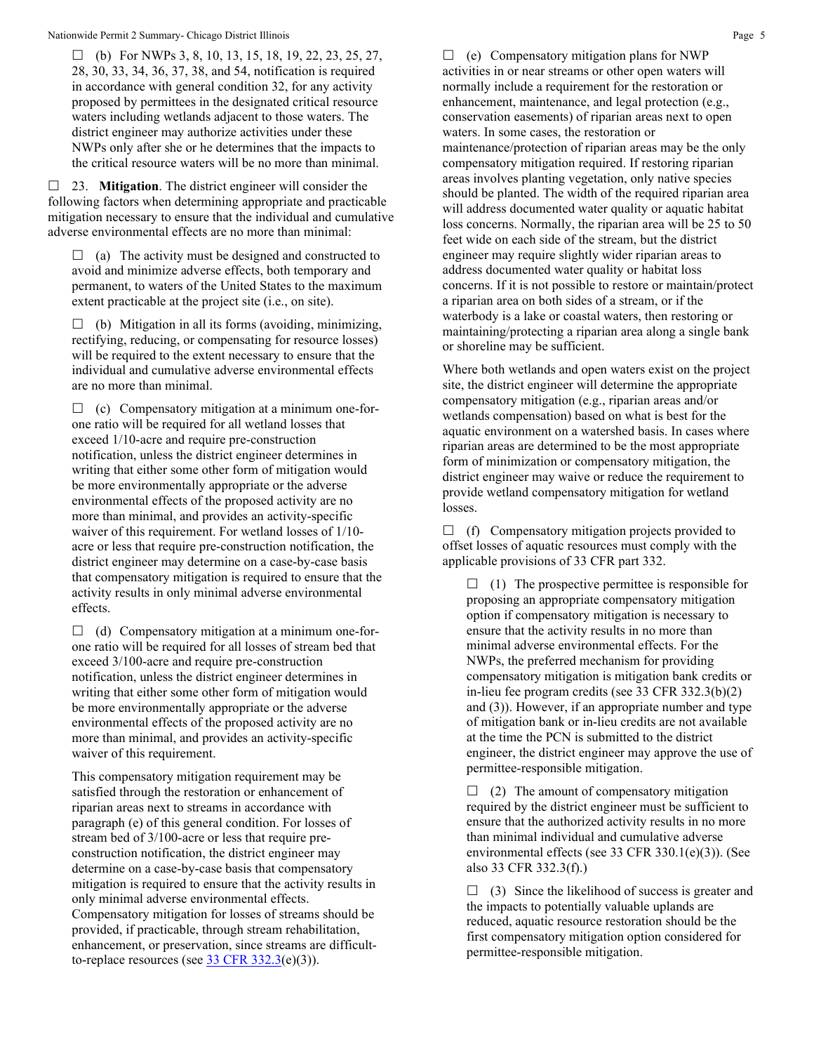☐ (b) For NWPs 3, 8, 10, 13, 15, 18, 19, 22, 23, 25, 27, 28, 30, 33, 34, 36, 37, 38, and 54, notification is required in accordance with general condition 32, for any activity proposed by permittees in the designated critical resource waters including wetlands adjacent to those waters. The district engineer may authorize activities under these NWPs only after she or he determines that the impacts to the critical resource waters will be no more than minimal.

☐ 23. **Mitigation**. The district engineer will consider the following factors when determining appropriate and practicable mitigation necessary to ensure that the individual and cumulative adverse environmental effects are no more than minimal:

☐ (a) The activity must be designed and constructed to avoid and minimize adverse effects, both temporary and permanent, to waters of the United States to the maximum extent practicable at the project site (i.e., on site).

☐ (b) Mitigation in all its forms (avoiding, minimizing, rectifying, reducing, or compensating for resource losses) will be required to the extent necessary to ensure that the individual and cumulative adverse environmental effects are no more than minimal.

☐ (c) Compensatory mitigation at a minimum one-for-one ratio will be required for all wetland losses that exceed 1/10-acre and require pre-construction notification, unless the district engineer determines in writing that either some other form of mitigation would be more environmentally appropriate or the adverse environmental effects of the proposed activity are no more than minimal, and provides an activity-specific waiver of this requirement. For wetland losses of 1/10-acre or less that require pre-construction notification, the district engineer may determine on a case-by-case basis that compensatory mitigation is required to ensure that the activity results in only minimal adverse environmental effects.

☐ (d) Compensatory mitigation at a minimum one-for-one ratio will be required for all losses of stream bed that exceed 3/100-acre and require pre-construction notification, unless the district engineer determines in writing that either some other form of mitigation would be more environmentally appropriate or the adverse environmental effects of the proposed activity are no more than minimal, and provides an activity-specific waiver of this requirement.

This compensatory mitigation requirement may be satisfied through the restoration or enhancement of riparian areas next to streams in accordance with paragraph (e) of this general condition. For losses of stream bed of 3/100-acre or less that require pre-construction notification, the district engineer may determine on a case-by-case basis that compensatory mitigation is required to ensure that the activity results in only minimal adverse environmental effects. Compensatory mitigation for losses of streams should be provided, if practicable, through stream rehabilitation, enhancement, or preservation, since streams are difficult-to-replace resources (see 33 CFR 332.3(e)(3)).

☐ (e) Compensatory mitigation plans for NWP activities in or near streams or other open waters will normally include a requirement for the restoration or enhancement, maintenance, and legal protection (e.g., conservation easements) of riparian areas next to open waters. In some cases, the restoration or maintenance/protection of riparian areas may be the only compensatory mitigation required. If restoring riparian areas involves planting vegetation, only native species should be planted. The width of the required riparian area will address documented water quality or aquatic habitat loss concerns. Normally, the riparian area will be 25 to 50 feet wide on each side of the stream, but the district engineer may require slightly wider riparian areas to address documented water quality or habitat loss concerns. If it is not possible to restore or maintain/protect a riparian area on both sides of a stream, or if the waterbody is a lake or coastal waters, then restoring or maintaining/protecting a riparian area along a single bank or shoreline may be sufficient.

Where both wetlands and open waters exist on the project site, the district engineer will determine the appropriate compensatory mitigation (e.g., riparian areas and/or wetlands compensation) based on what is best for the aquatic environment on a watershed basis. In cases where riparian areas are determined to be the most appropriate form of minimization or compensatory mitigation, the district engineer may waive or reduce the requirement to provide wetland compensatory mitigation for wetland losses.

☐ (f) Compensatory mitigation projects provided to offset losses of aquatic resources must comply with the applicable provisions of 33 CFR part 332.

☐ (1) The prospective permittee is responsible for proposing an appropriate compensatory mitigation option if compensatory mitigation is necessary to ensure that the activity results in no more than minimal adverse environmental effects. For the NWPs, the preferred mechanism for providing compensatory mitigation is mitigation bank credits or in-lieu fee program credits (see 33 CFR 332.3(b)(2) and (3)). However, if an appropriate number and type of mitigation bank or in-lieu credits are not available at the time the PCN is submitted to the district engineer, the district engineer may approve the use of permittee-responsible mitigation.

☐ (2) The amount of compensatory mitigation required by the district engineer must be sufficient to ensure that the authorized activity results in no more than minimal individual and cumulative adverse environmental effects (see 33 CFR 330.1(e)(3)). (See also 33 CFR 332.3(f).)

☐ (3) Since the likelihood of success is greater and the impacts to potentially valuable uplands are reduced, aquatic resource restoration should be the first compensatory mitigation option considered for permittee-responsible mitigation.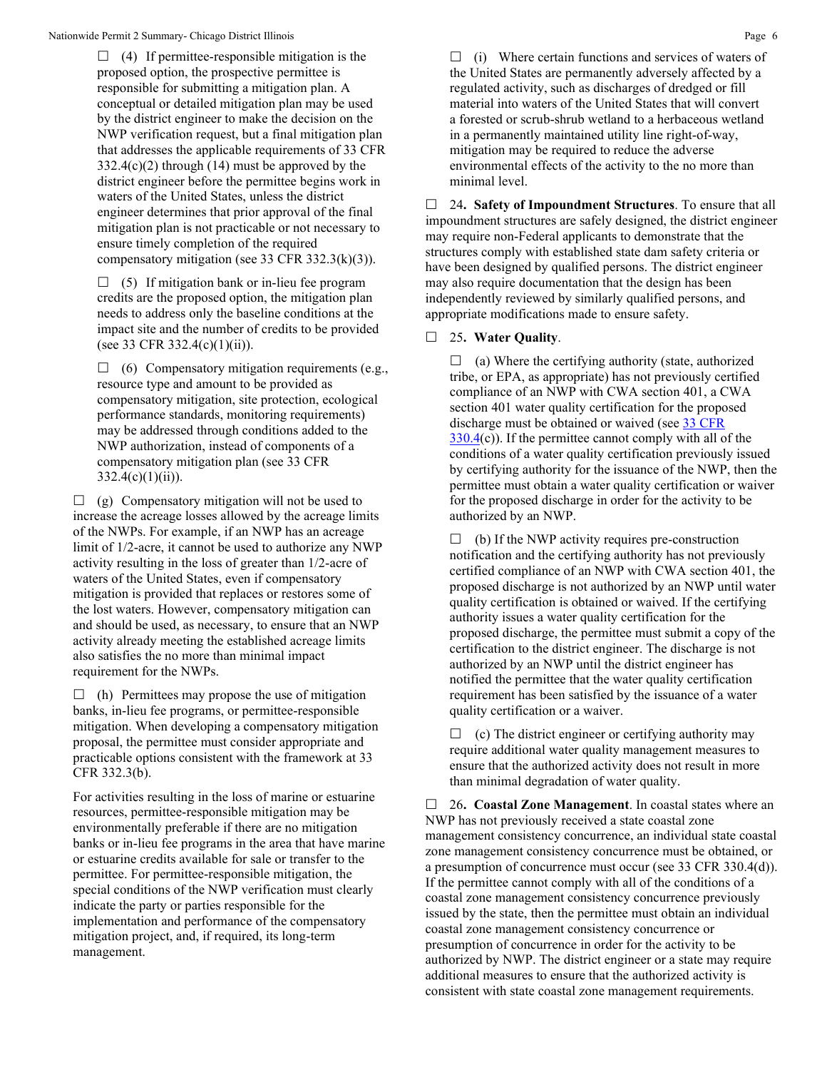☐ (4) If permittee-responsible mitigation is the proposed option, the prospective permittee is responsible for submitting a mitigation plan. A conceptual or detailed mitigation plan may be used by the district engineer to make the decision on the NWP verification request, but a final mitigation plan that addresses the applicable requirements of 33 CFR 332.4(c)(2) through (14) must be approved by the district engineer before the permittee begins work in waters of the United States, unless the district engineer determines that prior approval of the final mitigation plan is not practicable or not necessary to ensure timely completion of the required compensatory mitigation (see 33 CFR 332.3(k)(3)).

☐ (5) If mitigation bank or in-lieu fee program credits are the proposed option, the mitigation plan needs to address only the baseline conditions at the impact site and the number of credits to be provided (see 33 CFR 332.4(c)(1)(ii)).

☐ (6) Compensatory mitigation requirements (e.g., resource type and amount to be provided as compensatory mitigation, site protection, ecological performance standards, monitoring requirements) may be addressed through conditions added to the NWP authorization, instead of components of a compensatory mitigation plan (see 33 CFR 332.4(c)(1)(ii)).

☐ (g) Compensatory mitigation will not be used to increase the acreage losses allowed by the acreage limits of the NWPs. For example, if an NWP has an acreage limit of 1/2-acre, it cannot be used to authorize any NWP activity resulting in the loss of greater than 1/2-acre of waters of the United States, even if compensatory mitigation is provided that replaces or restores some of the lost waters. However, compensatory mitigation can and should be used, as necessary, to ensure that an NWP activity already meeting the established acreage limits also satisfies the no more than minimal impact requirement for the NWPs.

☐ (h) Permittees may propose the use of mitigation banks, in-lieu fee programs, or permittee-responsible mitigation. When developing a compensatory mitigation proposal, the permittee must consider appropriate and practicable options consistent with the framework at 33 CFR 332.3(b).

For activities resulting in the loss of marine or estuarine resources, permittee-responsible mitigation may be environmentally preferable if there are no mitigation banks or in-lieu fee programs in the area that have marine or estuarine credits available for sale or transfer to the permittee. For permittee-responsible mitigation, the special conditions of the NWP verification must clearly indicate the party or parties responsible for the implementation and performance of the compensatory mitigation project, and, if required, its long-term management.

☐ (i) Where certain functions and services of waters of the United States are permanently adversely affected by a regulated activity, such as discharges of dredged or fill material into waters of the United States that will convert a forested or scrub-shrub wetland to a herbaceous wetland in a permanently maintained utility line right-of-way, mitigation may be required to reduce the adverse environmental effects of the activity to the no more than minimal level.

☐ 24. **Safety of Impoundment Structures**. To ensure that all impoundment structures are safely designed, the district engineer may require non-Federal applicants to demonstrate that the structures comply with established state dam safety criteria or have been designed by qualified persons. The district engineer may also require documentation that the design has been independently reviewed by similarly qualified persons, and appropriate modifications made to ensure safety.

☐ 25. **Water Quality**.

☐ (a) Where the certifying authority (state, authorized tribe, or EPA, as appropriate) has not previously certified compliance of an NWP with CWA section 401, a CWA section 401 water quality certification for the proposed discharge must be obtained or waived (see 33 CFR 330.4(c)). If the permittee cannot comply with all of the conditions of a water quality certification previously issued by certifying authority for the issuance of the NWP, then the permittee must obtain a water quality certification or waiver for the proposed discharge in order for the activity to be authorized by an NWP.

☐ (b) If the NWP activity requires pre-construction notification and the certifying authority has not previously certified compliance of an NWP with CWA section 401, the proposed discharge is not authorized by an NWP until water quality certification is obtained or waived. If the certifying authority issues a water quality certification for the proposed discharge, the permittee must submit a copy of the certification to the district engineer. The discharge is not authorized by an NWP until the district engineer has notified the permittee that the water quality certification requirement has been satisfied by the issuance of a water quality certification or a waiver.

☐ (c) The district engineer or certifying authority may require additional water quality management measures to ensure that the authorized activity does not result in more than minimal degradation of water quality.

☐ 26. **Coastal Zone Management**. In coastal states where an NWP has not previously received a state coastal zone management consistency concurrence, an individual state coastal zone management consistency concurrence must be obtained, or a presumption of concurrence must occur (see 33 CFR 330.4(d)). If the permittee cannot comply with all of the conditions of a coastal zone management consistency concurrence previously issued by the state, then the permittee must obtain an individual coastal zone management consistency concurrence or presumption of concurrence in order for the activity to be authorized by NWP. The district engineer or a state may require additional measures to ensure that the authorized activity is consistent with state coastal zone management requirements.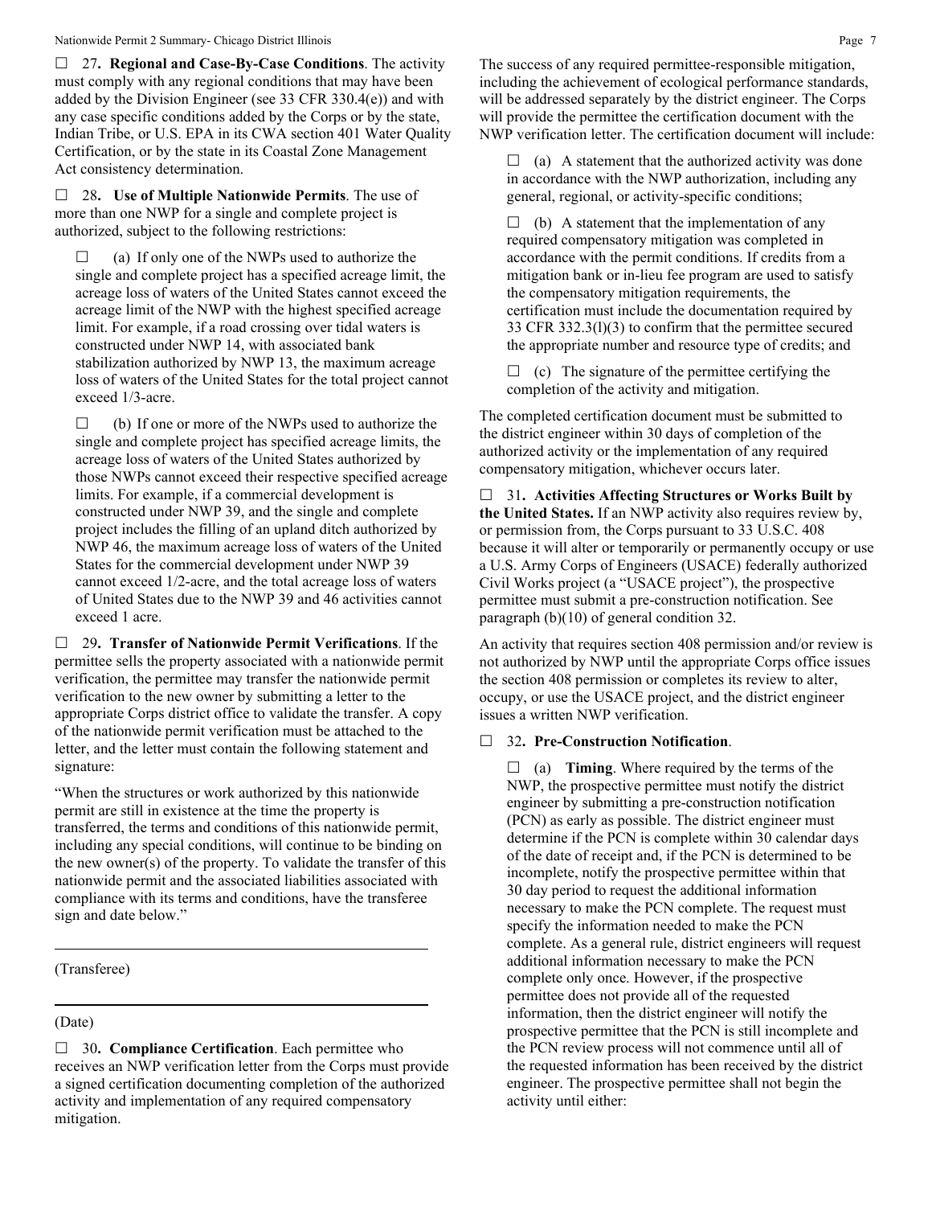☐ 27**. Regional and Case-By-Case Conditions**. The activity must comply with any regional conditions that may have been added by the Division Engineer (see 33 CFR 330.4(e)) and with any case specific conditions added by the Corps or by the state, Indian Tribe, or U.S. EPA in its CWA section 401 Water Quality Certification, or by the state in its Coastal Zone Management Act consistency determination.

☐ 28**. Use of Multiple Nationwide Permits**. The use of more than one NWP for a single and complete project is authorized, subject to the following restrictions:

☐ (a) If only one of the NWPs used to authorize the single and complete project has a specified acreage limit, the acreage loss of waters of the United States cannot exceed the acreage limit of the NWP with the highest specified acreage limit. For example, if a road crossing over tidal waters is constructed under NWP 14, with associated bank stabilization authorized by NWP 13, the maximum acreage loss of waters of the United States for the total project cannot exceed 1/3-acre.

☐ (b) If one or more of the NWPs used to authorize the single and complete project has specified acreage limits, the acreage loss of waters of the United States authorized by those NWPs cannot exceed their respective specified acreage limits. For example, if a commercial development is constructed under NWP 39, and the single and complete project includes the filling of an upland ditch authorized by NWP 46, the maximum acreage loss of waters of the United States for the commercial development under NWP 39 cannot exceed 1/2-acre, and the total acreage loss of waters of United States due to the NWP 39 and 46 activities cannot exceed 1 acre.

☐ 29**. Transfer of Nationwide Permit Verifications**. If the permittee sells the property associated with a nationwide permit verification, the permittee may transfer the nationwide permit verification to the new owner by submitting a letter to the appropriate Corps district office to validate the transfer. A copy of the nationwide permit verification must be attached to the letter, and the letter must contain the following statement and signature:

"When the structures or work authorized by this nationwide permit are still in existence at the time the property is transferred, the terms and conditions of this nationwide permit, including any special conditions, will continue to be binding on the new owner(s) of the property. To validate the transfer of this nationwide permit and the associated liabilities associated with compliance with its terms and conditions, have the transferee sign and date below."

\_\_\_\_\_\_\_\_\_\_\_\_\_\_\_\_\_\_\_\_\_\_\_\_\_\_\_\_\_\_\_\_\_\_\_\_\_\_\_\_\_\_\_\_\_

(Transferee)

\_\_\_\_\_\_\_\_\_\_\_\_\_\_\_\_\_\_\_\_\_\_\_\_\_\_\_\_\_\_\_\_\_\_\_\_\_\_\_\_\_\_\_\_\_

(Date)

☐ 30**. Compliance Certification**. Each permittee who receives an NWP verification letter from the Corps must provide a signed certification documenting completion of the authorized activity and implementation of any required compensatory mitigation. The success of any required permittee-responsible mitigation, including the achievement of ecological performance standards, will be addressed separately by the district engineer. The Corps will provide the permittee the certification document with the NWP verification letter. The certification document will include:

☐ (a) A statement that the authorized activity was done in accordance with the NWP authorization, including any general, regional, or activity-specific conditions;

☐ (b) A statement that the implementation of any required compensatory mitigation was completed in accordance with the permit conditions. If credits from a mitigation bank or in-lieu fee program are used to satisfy the compensatory mitigation requirements, the certification must include the documentation required by 33 CFR 332.3(l)(3) to confirm that the permittee secured the appropriate number and resource type of credits; and

☐ (c) The signature of the permittee certifying the completion of the activity and mitigation.

The completed certification document must be submitted to the district engineer within 30 days of completion of the authorized activity or the implementation of any required compensatory mitigation, whichever occurs later.

☐ 31**. Activities Affecting Structures or Works Built by the United States.** If an NWP activity also requires review by, or permission from, the Corps pursuant to 33 U.S.C. 408 because it will alter or temporarily or permanently occupy or use a U.S. Army Corps of Engineers (USACE) federally authorized Civil Works project (a "USACE project"), the prospective permittee must submit a pre-construction notification. See paragraph (b)(10) of general condition 32.

An activity that requires section 408 permission and/or review is not authorized by NWP until the appropriate Corps office issues the section 408 permission or completes its review to alter, occupy, or use the USACE project, and the district engineer issues a written NWP verification.

☐ 32**. Pre-Construction Notification**.

☐ (a) **Timing**. Where required by the terms of the NWP, the prospective permittee must notify the district engineer by submitting a pre-construction notification (PCN) as early as possible. The district engineer must determine if the PCN is complete within 30 calendar days of the date of receipt and, if the PCN is determined to be incomplete, notify the prospective permittee within that 30 day period to request the additional information necessary to make the PCN complete. The request must specify the information needed to make the PCN complete. As a general rule, district engineers will request additional information necessary to make the PCN complete only once. However, if the prospective permittee does not provide all of the requested information, then the district engineer will notify the prospective permittee that the PCN is still incomplete and the PCN review process will not commence until all of the requested information has been received by the district engineer. The prospective permittee shall not begin the activity until either: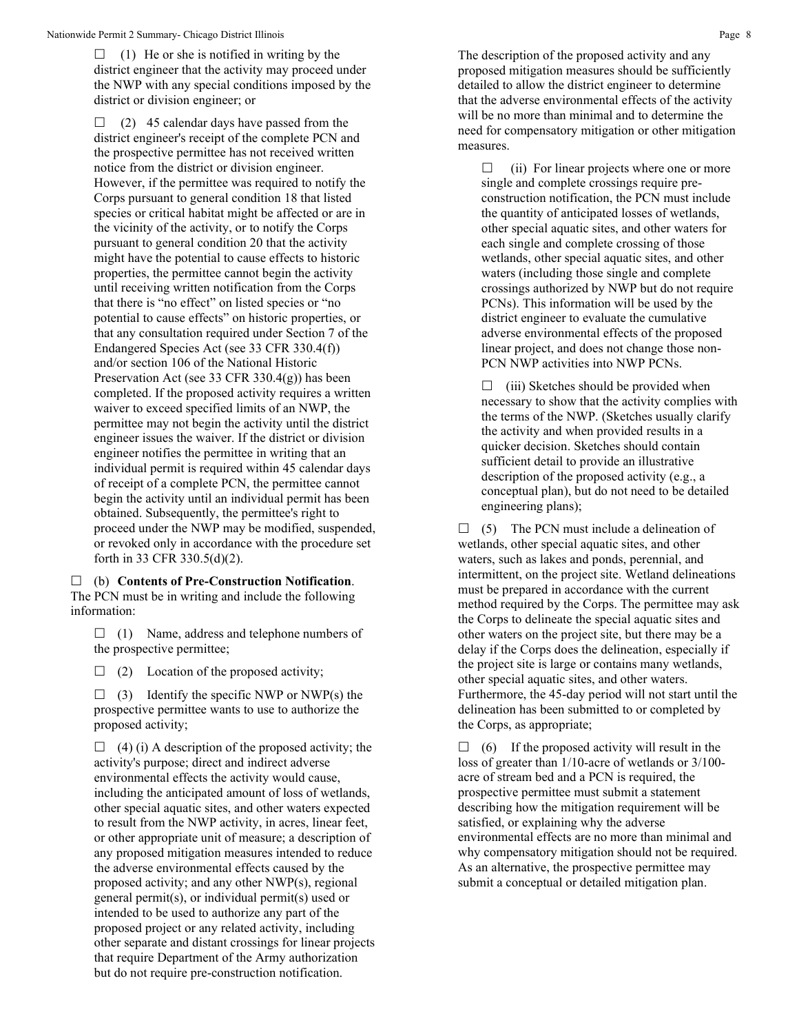☐ (1) He or she is notified in writing by the district engineer that the activity may proceed under the NWP with any special conditions imposed by the district or division engineer; or

☐ (2) 45 calendar days have passed from the district engineer's receipt of the complete PCN and the prospective permittee has not received written notice from the district or division engineer. However, if the permittee was required to notify the Corps pursuant to general condition 18 that listed species or critical habitat might be affected or are in the vicinity of the activity, or to notify the Corps pursuant to general condition 20 that the activity might have the potential to cause effects to historic properties, the permittee cannot begin the activity until receiving written notification from the Corps that there is "no effect" on listed species or "no potential to cause effects" on historic properties, or that any consultation required under Section 7 of the Endangered Species Act (see 33 CFR 330.4(f)) and/or section 106 of the National Historic Preservation Act (see 33 CFR 330.4(g)) has been completed. If the proposed activity requires a written waiver to exceed specified limits of an NWP, the permittee may not begin the activity until the district engineer issues the waiver. If the district or division engineer notifies the permittee in writing that an individual permit is required within 45 calendar days of receipt of a complete PCN, the permittee cannot begin the activity until an individual permit has been obtained. Subsequently, the permittee's right to proceed under the NWP may be modified, suspended, or revoked only in accordance with the procedure set forth in 33 CFR 330.5(d)(2).

☐ (b) **Contents of Pre-Construction Notification**. The PCN must be in writing and include the following information:

☐ (1) Name, address and telephone numbers of the prospective permittee;

☐ (2) Location of the proposed activity;

☐ (3) Identify the specific NWP or NWP(s) the prospective permittee wants to use to authorize the proposed activity;

☐ (4) (i) A description of the proposed activity; the activity's purpose; direct and indirect adverse environmental effects the activity would cause, including the anticipated amount of loss of wetlands, other special aquatic sites, and other waters expected to result from the NWP activity, in acres, linear feet, or other appropriate unit of measure; a description of any proposed mitigation measures intended to reduce the adverse environmental effects caused by the proposed activity; and any other NWP(s), regional general permit(s), or individual permit(s) used or intended to be used to authorize any part of the proposed project or any related activity, including other separate and distant crossings for linear projects that require Department of the Army authorization but do not require pre-construction notification. The description of the proposed activity and any proposed mitigation measures should be sufficiently detailed to allow the district engineer to determine that the adverse environmental effects of the activity will be no more than minimal and to determine the need for compensatory mitigation or other mitigation measures.

☐ (ii) For linear projects where one or more single and complete crossings require pre-construction notification, the PCN must include the quantity of anticipated losses of wetlands, other special aquatic sites, and other waters for each single and complete crossing of those wetlands, other special aquatic sites, and other waters (including those single and complete crossings authorized by NWP but do not require PCNs). This information will be used by the district engineer to evaluate the cumulative adverse environmental effects of the proposed linear project, and does not change those non-PCN NWP activities into NWP PCNs.

☐ (iii) Sketches should be provided when necessary to show that the activity complies with the terms of the NWP. (Sketches usually clarify the activity and when provided results in a quicker decision. Sketches should contain sufficient detail to provide an illustrative description of the proposed activity (e.g., a conceptual plan), but do not need to be detailed engineering plans);

☐ (5) The PCN must include a delineation of wetlands, other special aquatic sites, and other waters, such as lakes and ponds, perennial, and intermittent, on the project site. Wetland delineations must be prepared in accordance with the current method required by the Corps. The permittee may ask the Corps to delineate the special aquatic sites and other waters on the project site, but there may be a delay if the Corps does the delineation, especially if the project site is large or contains many wetlands, other special aquatic sites, and other waters. Furthermore, the 45-day period will not start until the delineation has been submitted to or completed by the Corps, as appropriate;

☐ (6) If the proposed activity will result in the loss of greater than 1/10-acre of wetlands or 3/100-acre of stream bed and a PCN is required, the prospective permittee must submit a statement describing how the mitigation requirement will be satisfied, or explaining why the adverse environmental effects are no more than minimal and why compensatory mitigation should not be required. As an alternative, the prospective permittee may submit a conceptual or detailed mitigation plan.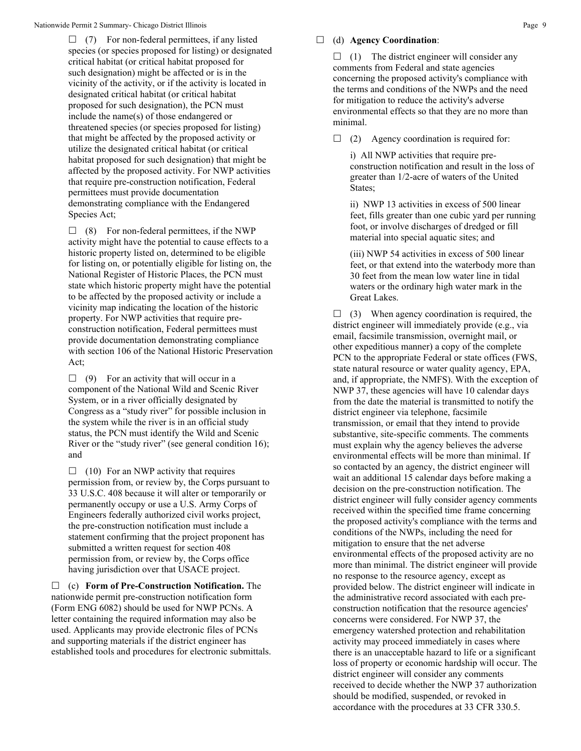☐ (7) For non-federal permittees, if any listed species (or species proposed for listing) or designated critical habitat (or critical habitat proposed for such designation) might be affected or is in the vicinity of the activity, or if the activity is located in designated critical habitat (or critical habitat proposed for such designation), the PCN must include the name(s) of those endangered or threatened species (or species proposed for listing) that might be affected by the proposed activity or utilize the designated critical habitat (or critical habitat proposed for such designation) that might be affected by the proposed activity. For NWP activities that require pre-construction notification, Federal permittees must provide documentation demonstrating compliance with the Endangered Species Act;

☐ (8) For non-federal permittees, if the NWP activity might have the potential to cause effects to a historic property listed on, determined to be eligible for listing on, or potentially eligible for listing on, the National Register of Historic Places, the PCN must state which historic property might have the potential to be affected by the proposed activity or include a vicinity map indicating the location of the historic property. For NWP activities that require pre-construction notification, Federal permittees must provide documentation demonstrating compliance with section 106 of the National Historic Preservation Act;

☐ (9) For an activity that will occur in a component of the National Wild and Scenic River System, or in a river officially designated by Congress as a "study river" for possible inclusion in the system while the river is in an official study status, the PCN must identify the Wild and Scenic River or the "study river" (see general condition 16); and

☐ (10) For an NWP activity that requires permission from, or review by, the Corps pursuant to 33 U.S.C. 408 because it will alter or temporarily or permanently occupy or use a U.S. Army Corps of Engineers federally authorized civil works project, the pre-construction notification must include a statement confirming that the project proponent has submitted a written request for section 408 permission from, or review by, the Corps office having jurisdiction over that USACE project.

☐ (c) **Form of Pre-Construction Notification.** The nationwide permit pre-construction notification form (Form ENG 6082) should be used for NWP PCNs. A letter containing the required information may also be used. Applicants may provide electronic files of PCNs and supporting materials if the district engineer has established tools and procedures for electronic submittals.

☐ (d) **Agency Coordination**:

☐ (1) The district engineer will consider any comments from Federal and state agencies concerning the proposed activity's compliance with the terms and conditions of the NWPs and the need for mitigation to reduce the activity's adverse environmental effects so that they are no more than minimal.

☐ (2) Agency coordination is required for:

i) All NWP activities that require pre-construction notification and result in the loss of greater than 1/2-acre of waters of the United States;

ii) NWP 13 activities in excess of 500 linear feet, fills greater than one cubic yard per running foot, or involve discharges of dredged or fill material into special aquatic sites; and

(iii) NWP 54 activities in excess of 500 linear feet, or that extend into the waterbody more than 30 feet from the mean low water line in tidal waters or the ordinary high water mark in the Great Lakes.

☐ (3) When agency coordination is required, the district engineer will immediately provide (e.g., via email, facsimile transmission, overnight mail, or other expeditious manner) a copy of the complete PCN to the appropriate Federal or state offices (FWS, state natural resource or water quality agency, EPA, and, if appropriate, the NMFS). With the exception of NWP 37, these agencies will have 10 calendar days from the date the material is transmitted to notify the district engineer via telephone, facsimile transmission, or email that they intend to provide substantive, site-specific comments. The comments must explain why the agency believes the adverse environmental effects will be more than minimal. If so contacted by an agency, the district engineer will wait an additional 15 calendar days before making a decision on the pre-construction notification. The district engineer will fully consider agency comments received within the specified time frame concerning the proposed activity's compliance with the terms and conditions of the NWPs, including the need for mitigation to ensure that the net adverse environmental effects of the proposed activity are no more than minimal. The district engineer will provide no response to the resource agency, except as provided below. The district engineer will indicate in the administrative record associated with each pre-construction notification that the resource agencies' concerns were considered. For NWP 37, the emergency watershed protection and rehabilitation activity may proceed immediately in cases where there is an unacceptable hazard to life or a significant loss of property or economic hardship will occur. The district engineer will consider any comments received to decide whether the NWP 37 authorization should be modified, suspended, or revoked in accordance with the procedures at 33 CFR 330.5.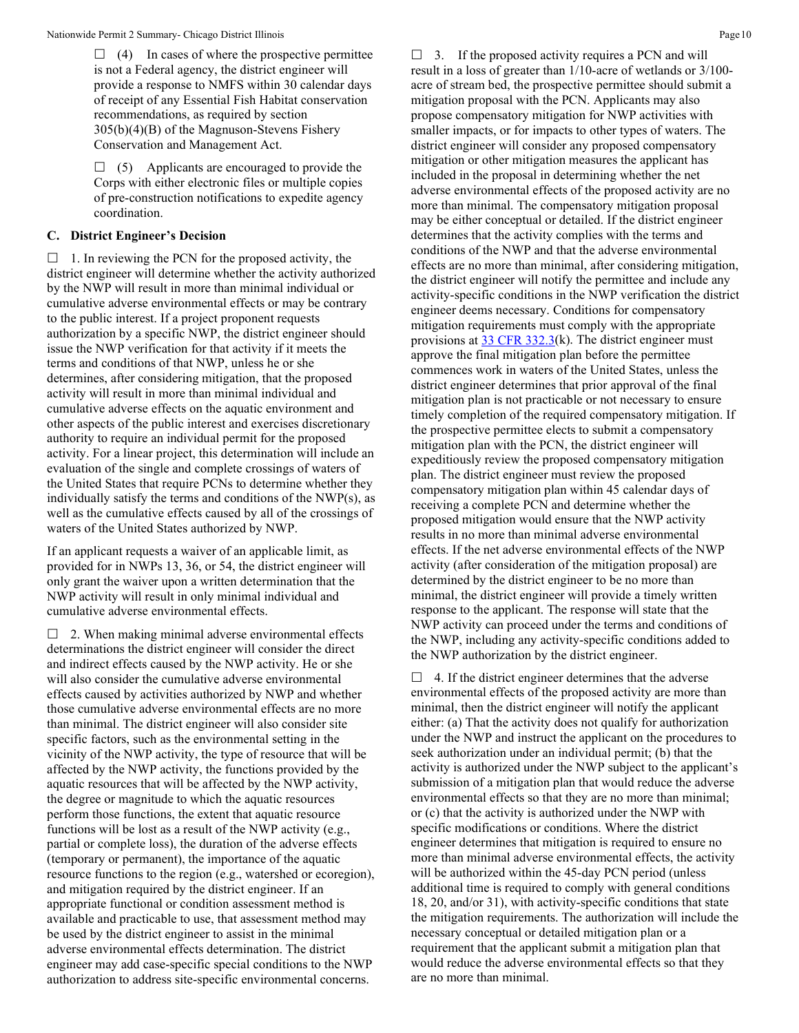☐ (4) In cases of where the prospective permittee is not a Federal agency, the district engineer will provide a response to NMFS within 30 calendar days of receipt of any Essential Fish Habitat conservation recommendations, as required by section 305(b)(4)(B) of the Magnuson-Stevens Fishery Conservation and Management Act.

☐ (5) Applicants are encouraged to provide the Corps with either electronic files or multiple copies of pre-construction notifications to expedite agency coordination.

### C. District Engineer's Decision

☐ 1. In reviewing the PCN for the proposed activity, the district engineer will determine whether the activity authorized by the NWP will result in more than minimal individual or cumulative adverse environmental effects or may be contrary to the public interest. If a project proponent requests authorization by a specific NWP, the district engineer should issue the NWP verification for that activity if it meets the terms and conditions of that NWP, unless he or she determines, after considering mitigation, that the proposed activity will result in more than minimal individual and cumulative adverse effects on the aquatic environment and other aspects of the public interest and exercises discretionary authority to require an individual permit for the proposed activity. For a linear project, this determination will include an evaluation of the single and complete crossings of waters of the United States that require PCNs to determine whether they individually satisfy the terms and conditions of the NWP(s), as well as the cumulative effects caused by all of the crossings of waters of the United States authorized by NWP.

If an applicant requests a waiver of an applicable limit, as provided for in NWPs 13, 36, or 54, the district engineer will only grant the waiver upon a written determination that the NWP activity will result in only minimal individual and cumulative adverse environmental effects.

☐ 2. When making minimal adverse environmental effects determinations the district engineer will consider the direct and indirect effects caused by the NWP activity. He or she will also consider the cumulative adverse environmental effects caused by activities authorized by NWP and whether those cumulative adverse environmental effects are no more than minimal. The district engineer will also consider site specific factors, such as the environmental setting in the vicinity of the NWP activity, the type of resource that will be affected by the NWP activity, the functions provided by the aquatic resources that will be affected by the NWP activity, the degree or magnitude to which the aquatic resources perform those functions, the extent that aquatic resource functions will be lost as a result of the NWP activity (e.g., partial or complete loss), the duration of the adverse effects (temporary or permanent), the importance of the aquatic resource functions to the region (e.g., watershed or ecoregion), and mitigation required by the district engineer. If an appropriate functional or condition assessment method is available and practicable to use, that assessment method may be used by the district engineer to assist in the minimal adverse environmental effects determination. The district engineer may add case-specific special conditions to the NWP authorization to address site-specific environmental concerns.

☐ 3. If the proposed activity requires a PCN and will result in a loss of greater than 1/10-acre of wetlands or 3/100-acre of stream bed, the prospective permittee should submit a mitigation proposal with the PCN. Applicants may also propose compensatory mitigation for NWP activities with smaller impacts, or for impacts to other types of waters. The district engineer will consider any proposed compensatory mitigation or other mitigation measures the applicant has included in the proposal in determining whether the net adverse environmental effects of the proposed activity are no more than minimal. The compensatory mitigation proposal may be either conceptual or detailed. If the district engineer determines that the activity complies with the terms and conditions of the NWP and that the adverse environmental effects are no more than minimal, after considering mitigation, the district engineer will notify the permittee and include any activity-specific conditions in the NWP verification the district engineer deems necessary. Conditions for compensatory mitigation requirements must comply with the appropriate provisions at 33 CFR 332.3(k). The district engineer must approve the final mitigation plan before the permittee commences work in waters of the United States, unless the district engineer determines that prior approval of the final mitigation plan is not practicable or not necessary to ensure timely completion of the required compensatory mitigation. If the prospective permittee elects to submit a compensatory mitigation plan with the PCN, the district engineer will expeditiously review the proposed compensatory mitigation plan. The district engineer must review the proposed compensatory mitigation plan within 45 calendar days of receiving a complete PCN and determine whether the proposed mitigation would ensure that the NWP activity results in no more than minimal adverse environmental effects. If the net adverse environmental effects of the NWP activity (after consideration of the mitigation proposal) are determined by the district engineer to be no more than minimal, the district engineer will provide a timely written response to the applicant. The response will state that the NWP activity can proceed under the terms and conditions of the NWP, including any activity-specific conditions added to the NWP authorization by the district engineer.

☐ 4. If the district engineer determines that the adverse environmental effects of the proposed activity are more than minimal, then the district engineer will notify the applicant either: (a) That the activity does not qualify for authorization under the NWP and instruct the applicant on the procedures to seek authorization under an individual permit; (b) that the activity is authorized under the NWP subject to the applicant's submission of a mitigation plan that would reduce the adverse environmental effects so that they are no more than minimal; or (c) that the activity is authorized under the NWP with specific modifications or conditions. Where the district engineer determines that mitigation is required to ensure no more than minimal adverse environmental effects, the activity will be authorized within the 45-day PCN period (unless additional time is required to comply with general conditions 18, 20, and/or 31), with activity-specific conditions that state the mitigation requirements. The authorization will include the necessary conceptual or detailed mitigation plan or a requirement that the applicant submit a mitigation plan that would reduce the adverse environmental effects so that they are no more than minimal.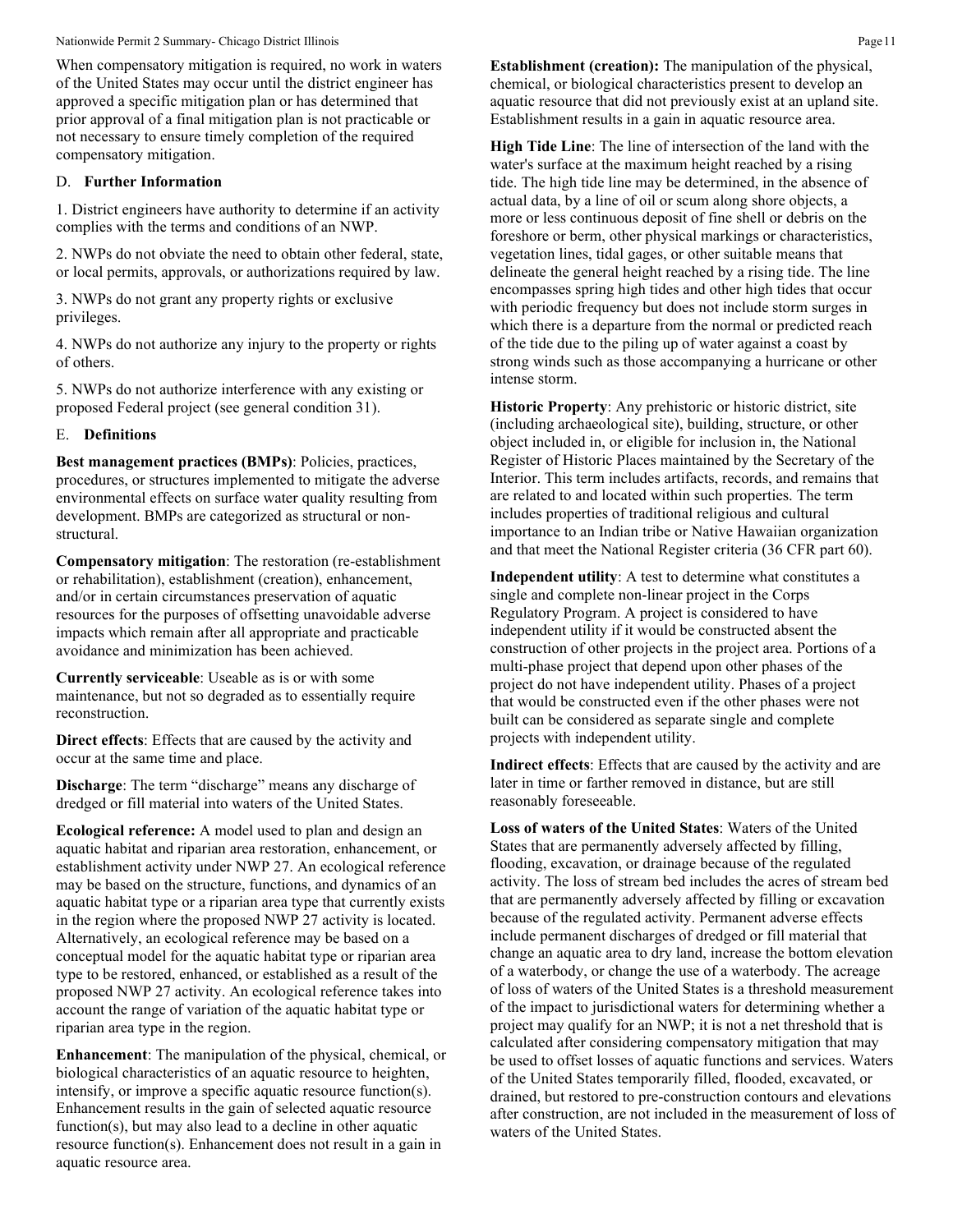When compensatory mitigation is required, no work in waters of the United States may occur until the district engineer has approved a specific mitigation plan or has determined that prior approval of a final mitigation plan is not practicable or not necessary to ensure timely completion of the required compensatory mitigation.

## D. Further Information

1. District engineers have authority to determine if an activity complies with the terms and conditions of an NWP.

2. NWPs do not obviate the need to obtain other federal, state, or local permits, approvals, or authorizations required by law.

3. NWPs do not grant any property rights or exclusive privileges.

4. NWPs do not authorize any injury to the property or rights of others.

5. NWPs do not authorize interference with any existing or proposed Federal project (see general condition 31).

## E. Definitions

**Best management practices (BMPs)**: Policies, practices, procedures, or structures implemented to mitigate the adverse environmental effects on surface water quality resulting from development. BMPs are categorized as structural or non-structural.

**Compensatory mitigation**: The restoration (re-establishment or rehabilitation), establishment (creation), enhancement, and/or in certain circumstances preservation of aquatic resources for the purposes of offsetting unavoidable adverse impacts which remain after all appropriate and practicable avoidance and minimization has been achieved.

**Currently serviceable**: Useable as is or with some maintenance, but not so degraded as to essentially require reconstruction.

**Direct effects**: Effects that are caused by the activity and occur at the same time and place.

**Discharge**: The term "discharge" means any discharge of dredged or fill material into waters of the United States.

**Ecological reference:** A model used to plan and design an aquatic habitat and riparian area restoration, enhancement, or establishment activity under NWP 27. An ecological reference may be based on the structure, functions, and dynamics of an aquatic habitat type or a riparian area type that currently exists in the region where the proposed NWP 27 activity is located. Alternatively, an ecological reference may be based on a conceptual model for the aquatic habitat type or riparian area type to be restored, enhanced, or established as a result of the proposed NWP 27 activity. An ecological reference takes into account the range of variation of the aquatic habitat type or riparian area type in the region.

**Enhancement**: The manipulation of the physical, chemical, or biological characteristics of an aquatic resource to heighten, intensify, or improve a specific aquatic resource function(s). Enhancement results in the gain of selected aquatic resource function(s), but may also lead to a decline in other aquatic resource function(s). Enhancement does not result in a gain in aquatic resource area.

**Establishment (creation):** The manipulation of the physical, chemical, or biological characteristics present to develop an aquatic resource that did not previously exist at an upland site. Establishment results in a gain in aquatic resource area.

**High Tide Line**: The line of intersection of the land with the water's surface at the maximum height reached by a rising tide. The high tide line may be determined, in the absence of actual data, by a line of oil or scum along shore objects, a more or less continuous deposit of fine shell or debris on the foreshore or berm, other physical markings or characteristics, vegetation lines, tidal gages, or other suitable means that delineate the general height reached by a rising tide. The line encompasses spring high tides and other high tides that occur with periodic frequency but does not include storm surges in which there is a departure from the normal or predicted reach of the tide due to the piling up of water against a coast by strong winds such as those accompanying a hurricane or other intense storm.

**Historic Property**: Any prehistoric or historic district, site (including archaeological site), building, structure, or other object included in, or eligible for inclusion in, the National Register of Historic Places maintained by the Secretary of the Interior. This term includes artifacts, records, and remains that are related to and located within such properties. The term includes properties of traditional religious and cultural importance to an Indian tribe or Native Hawaiian organization and that meet the National Register criteria (36 CFR part 60).

**Independent utility**: A test to determine what constitutes a single and complete non-linear project in the Corps Regulatory Program. A project is considered to have independent utility if it would be constructed absent the construction of other projects in the project area. Portions of a multi-phase project that depend upon other phases of the project do not have independent utility. Phases of a project that would be constructed even if the other phases were not built can be considered as separate single and complete projects with independent utility.

**Indirect effects**: Effects that are caused by the activity and are later in time or farther removed in distance, but are still reasonably foreseeable.

**Loss of waters of the United States**: Waters of the United States that are permanently adversely affected by filling, flooding, excavation, or drainage because of the regulated activity. The loss of stream bed includes the acres of stream bed that are permanently adversely affected by filling or excavation because of the regulated activity. Permanent adverse effects include permanent discharges of dredged or fill material that change an aquatic area to dry land, increase the bottom elevation of a waterbody, or change the use of a waterbody. The acreage of loss of waters of the United States is a threshold measurement of the impact to jurisdictional waters for determining whether a project may qualify for an NWP; it is not a net threshold that is calculated after considering compensatory mitigation that may be used to offset losses of aquatic functions and services. Waters of the United States temporarily filled, flooded, excavated, or drained, but restored to pre-construction contours and elevations after construction, are not included in the measurement of loss of waters of the United States.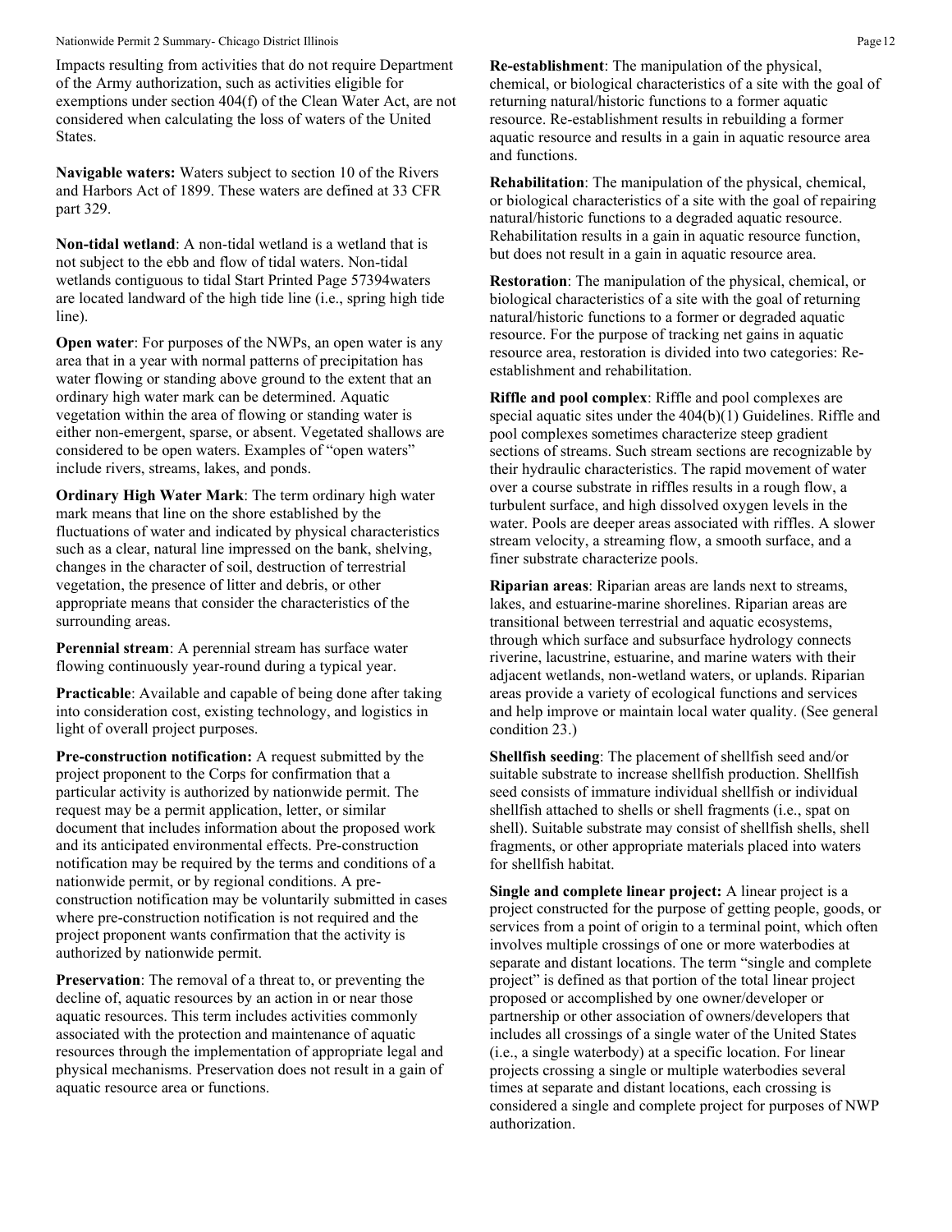Impacts resulting from activities that do not require Department of the Army authorization, such as activities eligible for exemptions under section 404(f) of the Clean Water Act, are not considered when calculating the loss of waters of the United States.

**Navigable waters:** Waters subject to section 10 of the Rivers and Harbors Act of 1899. These waters are defined at 33 CFR part 329.

**Non-tidal wetland**: A non-tidal wetland is a wetland that is not subject to the ebb and flow of tidal waters. Non-tidal wetlands contiguous to tidal Start Printed Page 57394waters are located landward of the high tide line (i.e., spring high tide line).

**Open water**: For purposes of the NWPs, an open water is any area that in a year with normal patterns of precipitation has water flowing or standing above ground to the extent that an ordinary high water mark can be determined. Aquatic vegetation within the area of flowing or standing water is either non-emergent, sparse, or absent. Vegetated shallows are considered to be open waters. Examples of "open waters" include rivers, streams, lakes, and ponds.

**Ordinary High Water Mark**: The term ordinary high water mark means that line on the shore established by the fluctuations of water and indicated by physical characteristics such as a clear, natural line impressed on the bank, shelving, changes in the character of soil, destruction of terrestrial vegetation, the presence of litter and debris, or other appropriate means that consider the characteristics of the surrounding areas.

**Perennial stream**: A perennial stream has surface water flowing continuously year-round during a typical year.

**Practicable**: Available and capable of being done after taking into consideration cost, existing technology, and logistics in light of overall project purposes.

**Pre-construction notification:** A request submitted by the project proponent to the Corps for confirmation that a particular activity is authorized by nationwide permit. The request may be a permit application, letter, or similar document that includes information about the proposed work and its anticipated environmental effects. Pre-construction notification may be required by the terms and conditions of a nationwide permit, or by regional conditions. A pre-construction notification may be voluntarily submitted in cases where pre-construction notification is not required and the project proponent wants confirmation that the activity is authorized by nationwide permit.

**Preservation**: The removal of a threat to, or preventing the decline of, aquatic resources by an action in or near those aquatic resources. This term includes activities commonly associated with the protection and maintenance of aquatic resources through the implementation of appropriate legal and physical mechanisms. Preservation does not result in a gain of aquatic resource area or functions.

**Re-establishment**: The manipulation of the physical, chemical, or biological characteristics of a site with the goal of returning natural/historic functions to a former aquatic resource. Re-establishment results in rebuilding a former aquatic resource and results in a gain in aquatic resource area and functions.

**Rehabilitation**: The manipulation of the physical, chemical, or biological characteristics of a site with the goal of repairing natural/historic functions to a degraded aquatic resource. Rehabilitation results in a gain in aquatic resource function, but does not result in a gain in aquatic resource area.

**Restoration**: The manipulation of the physical, chemical, or biological characteristics of a site with the goal of returning natural/historic functions to a former or degraded aquatic resource. For the purpose of tracking net gains in aquatic resource area, restoration is divided into two categories: Re-establishment and rehabilitation.

**Riffle and pool complex**: Riffle and pool complexes are special aquatic sites under the 404(b)(1) Guidelines. Riffle and pool complexes sometimes characterize steep gradient sections of streams. Such stream sections are recognizable by their hydraulic characteristics. The rapid movement of water over a course substrate in riffles results in a rough flow, a turbulent surface, and high dissolved oxygen levels in the water. Pools are deeper areas associated with riffles. A slower stream velocity, a streaming flow, a smooth surface, and a finer substrate characterize pools.

**Riparian areas**: Riparian areas are lands next to streams, lakes, and estuarine-marine shorelines. Riparian areas are transitional between terrestrial and aquatic ecosystems, through which surface and subsurface hydrology connects riverine, lacustrine, estuarine, and marine waters with their adjacent wetlands, non-wetland waters, or uplands. Riparian areas provide a variety of ecological functions and services and help improve or maintain local water quality. (See general condition 23.)

**Shellfish seeding**: The placement of shellfish seed and/or suitable substrate to increase shellfish production. Shellfish seed consists of immature individual shellfish or individual shellfish attached to shells or shell fragments (i.e., spat on shell). Suitable substrate may consist of shellfish shells, shell fragments, or other appropriate materials placed into waters for shellfish habitat.

**Single and complete linear project:** A linear project is a project constructed for the purpose of getting people, goods, or services from a point of origin to a terminal point, which often involves multiple crossings of one or more waterbodies at separate and distant locations. The term "single and complete project" is defined as that portion of the total linear project proposed or accomplished by one owner/developer or partnership or other association of owners/developers that includes all crossings of a single water of the United States (i.e., a single waterbody) at a specific location. For linear projects crossing a single or multiple waterbodies several times at separate and distant locations, each crossing is considered a single and complete project for purposes of NWP authorization.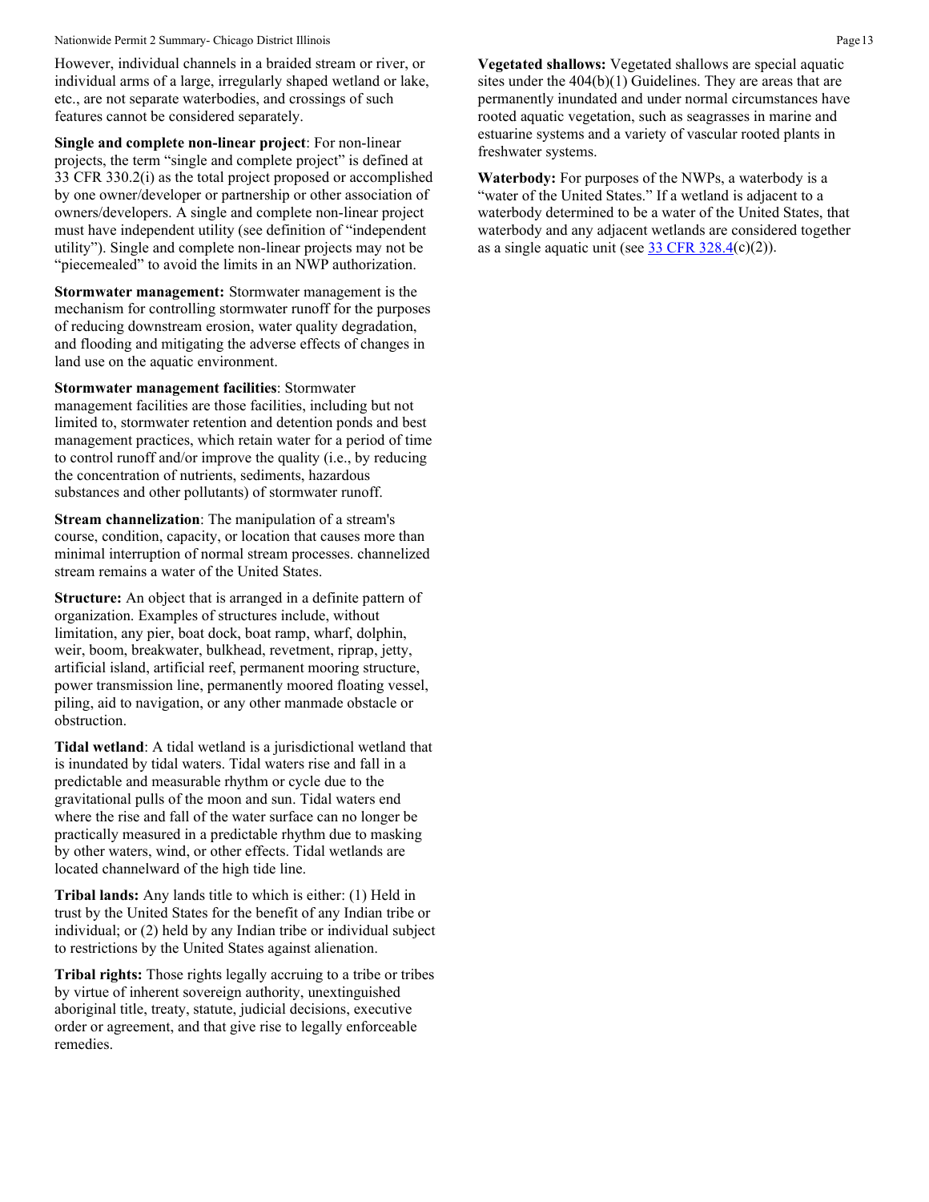However, individual channels in a braided stream or river, or individual arms of a large, irregularly shaped wetland or lake, etc., are not separate waterbodies, and crossings of such features cannot be considered separately.

**Single and complete non-linear project**: For non-linear projects, the term "single and complete project" is defined at 33 CFR 330.2(i) as the total project proposed or accomplished by one owner/developer or partnership or other association of owners/developers. A single and complete non-linear project must have independent utility (see definition of "independent utility"). Single and complete non-linear projects may not be "piecemealed" to avoid the limits in an NWP authorization.

**Stormwater management:** Stormwater management is the mechanism for controlling stormwater runoff for the purposes of reducing downstream erosion, water quality degradation, and flooding and mitigating the adverse effects of changes in land use on the aquatic environment.

**Stormwater management facilities**: Stormwater management facilities are those facilities, including but not limited to, stormwater retention and detention ponds and best management practices, which retain water for a period of time to control runoff and/or improve the quality (i.e., by reducing the concentration of nutrients, sediments, hazardous substances and other pollutants) of stormwater runoff.

**Stream channelization**: The manipulation of a stream's course, condition, capacity, or location that causes more than minimal interruption of normal stream processes. channelized stream remains a water of the United States.

**Structure:** An object that is arranged in a definite pattern of organization. Examples of structures include, without limitation, any pier, boat dock, boat ramp, wharf, dolphin, weir, boom, breakwater, bulkhead, revetment, riprap, jetty, artificial island, artificial reef, permanent mooring structure, power transmission line, permanently moored floating vessel, piling, aid to navigation, or any other manmade obstacle or obstruction.

**Tidal wetland**: A tidal wetland is a jurisdictional wetland that is inundated by tidal waters. Tidal waters rise and fall in a predictable and measurable rhythm or cycle due to the gravitational pulls of the moon and sun. Tidal waters end where the rise and fall of the water surface can no longer be practically measured in a predictable rhythm due to masking by other waters, wind, or other effects. Tidal wetlands are located channelward of the high tide line.

**Tribal lands:** Any lands title to which is either: (1) Held in trust by the United States for the benefit of any Indian tribe or individual; or (2) held by any Indian tribe or individual subject to restrictions by the United States against alienation.

**Tribal rights:** Those rights legally accruing to a tribe or tribes by virtue of inherent sovereign authority, unextinguished aboriginal title, treaty, statute, judicial decisions, executive order or agreement, and that give rise to legally enforceable remedies.

**Vegetated shallows:** Vegetated shallows are special aquatic sites under the 404(b)(1) Guidelines. They are areas that are permanently inundated and under normal circumstances have rooted aquatic vegetation, such as seagrasses in marine and estuarine systems and a variety of vascular rooted plants in freshwater systems.

**Waterbody:** For purposes of the NWPs, a waterbody is a "water of the United States." If a wetland is adjacent to a waterbody determined to be a water of the United States, that waterbody and any adjacent wetlands are considered together as a single aquatic unit (see 33 CFR 328.4(c)(2)).